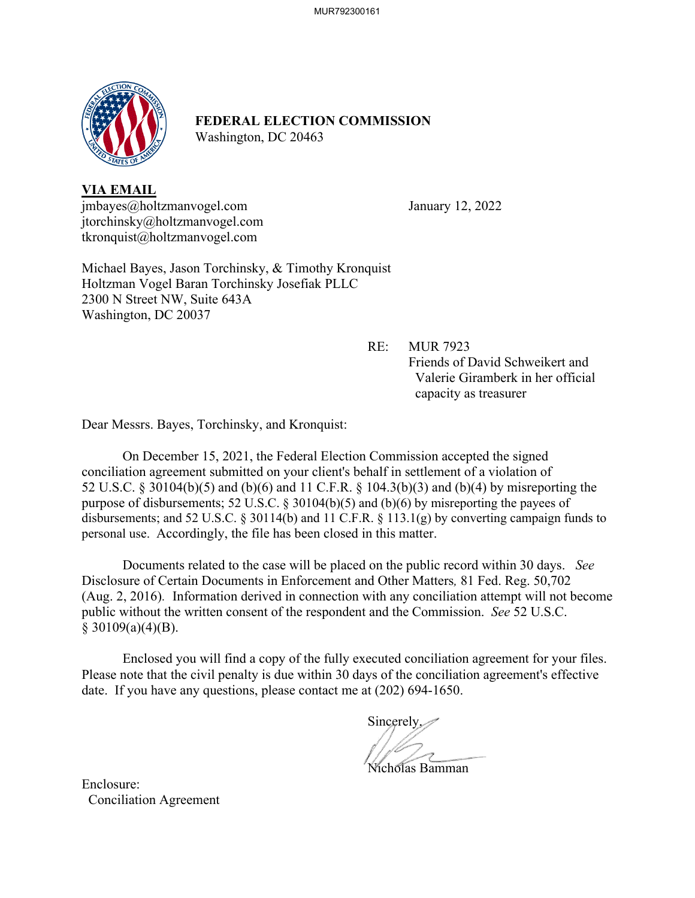**FEDERAL ELECTION COMMISSION**
Washington, DC 20463

**VIA EMAIL**
jmbayes@holtzmanvogel.com
jtorchinsky@holtzmanvogel.com
tkronquist@holtzmanvogel.com

January 12, 2022

Michael Bayes, Jason Torchinsky, & Timothy Kronquist
Holtzman Vogel Baran Torchinsky Josefiak PLLC
2300 N Street NW, Suite 643A
Washington, DC 20037

RE: MUR 7923
Friends of David Schweikert and Valerie Giramberk in her official capacity as treasurer

Dear Messrs. Bayes, Torchinsky, and Kronquist:

On December 15, 2021, the Federal Election Commission accepted the signed conciliation agreement submitted on your client's behalf in settlement of a violation of 52 U.S.C. § 30104(b)(5) and (b)(6) and 11 C.F.R. § 104.3(b)(3) and (b)(4) by misreporting the purpose of disbursements; 52 U.S.C. § 30104(b)(5) and (b)(6) by misreporting the payees of disbursements; and 52 U.S.C. § 30114(b) and 11 C.F.R. § 113.1(g) by converting campaign funds to personal use. Accordingly, the file has been closed in this matter.

Documents related to the case will be placed on the public record within 30 days. *See* Disclosure of Certain Documents in Enforcement and Other Matters, 81 Fed. Reg. 50,702 (Aug. 2, 2016). Information derived in connection with any conciliation attempt will not become public without the written consent of the respondent and the Commission. *See* 52 U.S.C. § 30109(a)(4)(B).

Enclosed you will find a copy of the fully executed conciliation agreement for your files. Please note that the civil penalty is due within 30 days of the conciliation agreement's effective date. If you have any questions, please contact me at (202) 694-1650.

Sincerely,

Nicholas Bamman

Enclosure:
Conciliation Agreement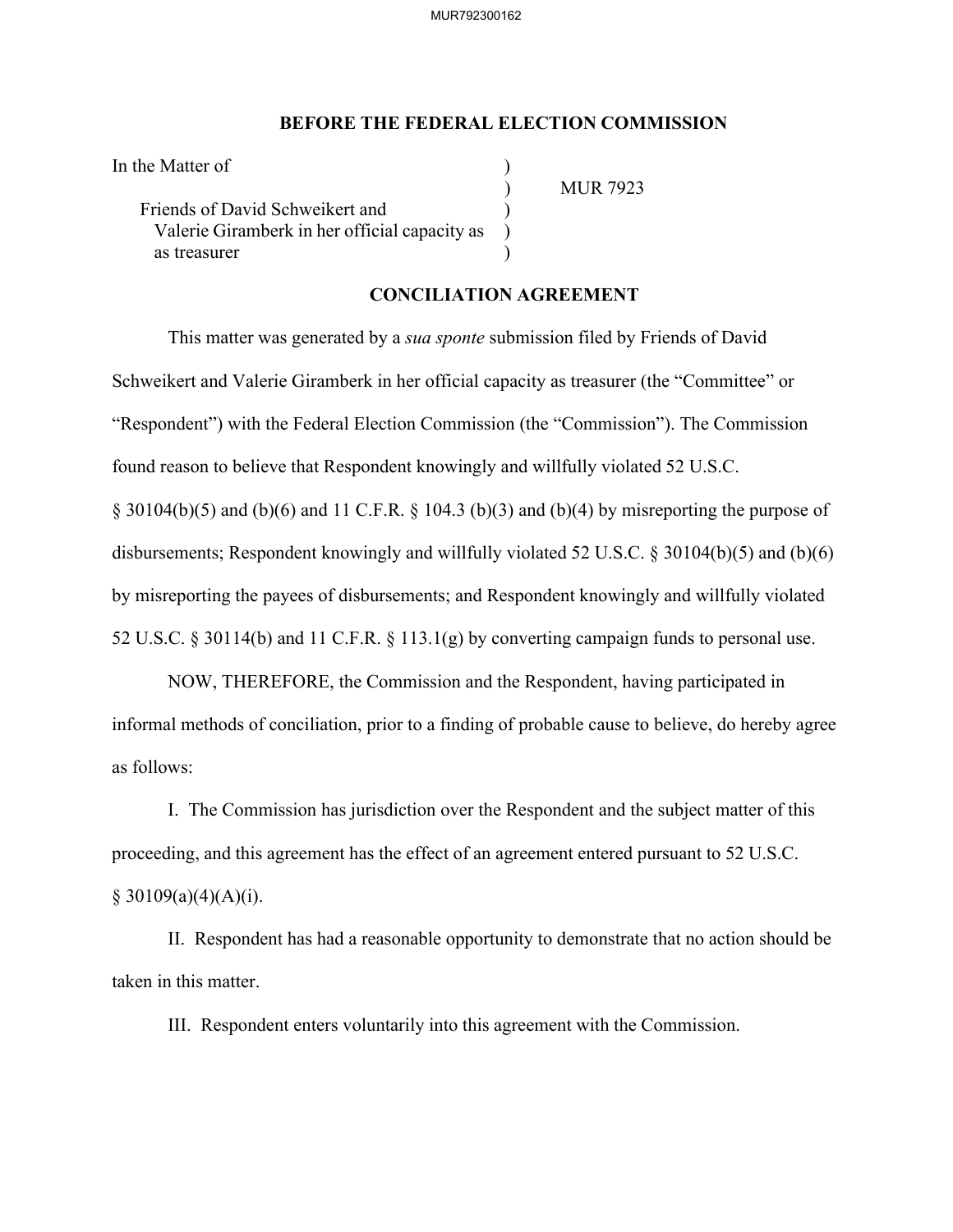## BEFORE THE FEDERAL ELECTION COMMISSION

| | | |
|---|---|---|
| In the Matter of | ) | |
| | ) | MUR 7923 |
| Friends of David Schweikert and | ) | |
| Valerie Giramberk in her official capacity as | ) | |
| as treasurer | ) | |

## CONCILIATION AGREEMENT

This matter was generated by a *sua sponte* submission filed by Friends of David Schweikert and Valerie Giramberk in her official capacity as treasurer (the "Committee" or "Respondent") with the Federal Election Commission (the "Commission"). The Commission found reason to believe that Respondent knowingly and willfully violated 52 U.S.C. § 30104(b)(5) and (b)(6) and 11 C.F.R. § 104.3 (b)(3) and (b)(4) by misreporting the purpose of disbursements; Respondent knowingly and willfully violated 52 U.S.C. § 30104(b)(5) and (b)(6) by misreporting the payees of disbursements; and Respondent knowingly and willfully violated 52 U.S.C. § 30114(b) and 11 C.F.R. § 113.1(g) by converting campaign funds to personal use.

NOW, THEREFORE, the Commission and the Respondent, having participated in informal methods of conciliation, prior to a finding of probable cause to believe, do hereby agree as follows:

I. The Commission has jurisdiction over the Respondent and the subject matter of this proceeding, and this agreement has the effect of an agreement entered pursuant to 52 U.S.C. § 30109(a)(4)(A)(i).

II. Respondent has had a reasonable opportunity to demonstrate that no action should be taken in this matter.

III. Respondent enters voluntarily into this agreement with the Commission.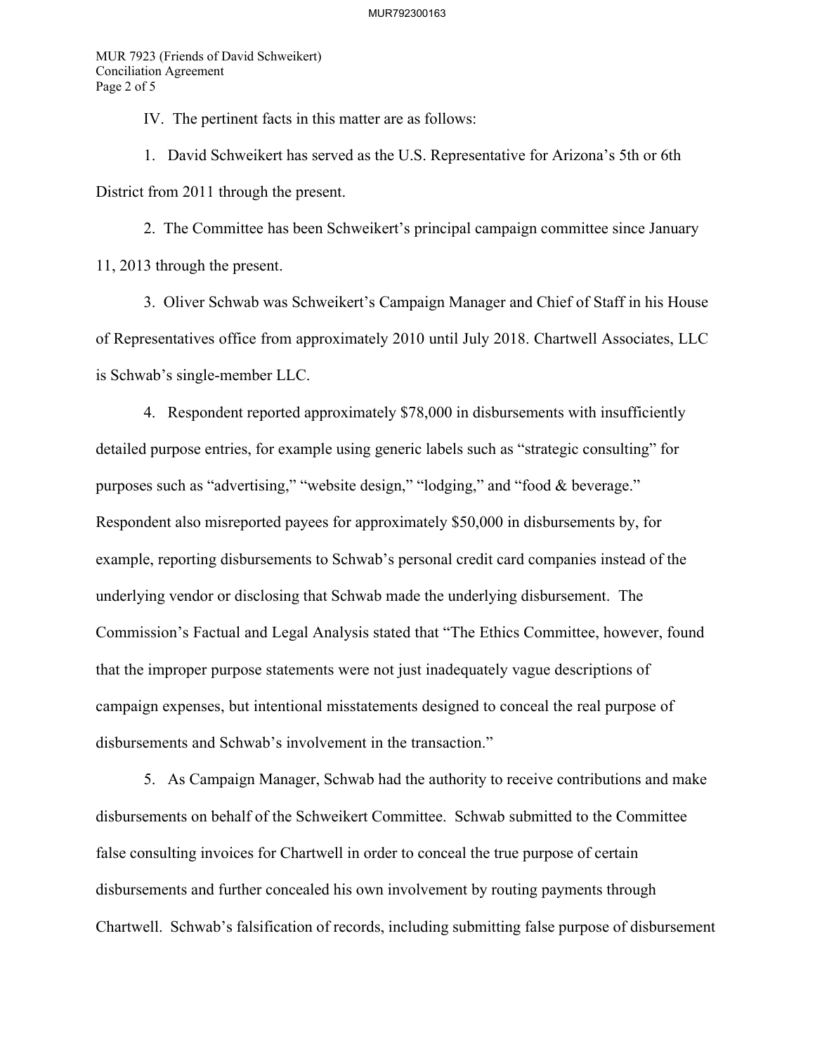IV. The pertinent facts in this matter are as follows:

1. David Schweikert has served as the U.S. Representative for Arizona's 5th or 6th District from 2011 through the present.

2. The Committee has been Schweikert's principal campaign committee since January 11, 2013 through the present.

3. Oliver Schwab was Schweikert's Campaign Manager and Chief of Staff in his House of Representatives office from approximately 2010 until July 2018. Chartwell Associates, LLC is Schwab's single-member LLC.

4. Respondent reported approximately $78,000 in disbursements with insufficiently detailed purpose entries, for example using generic labels such as "strategic consulting" for purposes such as "advertising," "website design," "lodging," and "food & beverage." Respondent also misreported payees for approximately $50,000 in disbursements by, for example, reporting disbursements to Schwab's personal credit card companies instead of the underlying vendor or disclosing that Schwab made the underlying disbursement. The Commission's Factual and Legal Analysis stated that "The Ethics Committee, however, found that the improper purpose statements were not just inadequately vague descriptions of campaign expenses, but intentional misstatements designed to conceal the real purpose of disbursements and Schwab's involvement in the transaction."

5. As Campaign Manager, Schwab had the authority to receive contributions and make disbursements on behalf of the Schweikert Committee. Schwab submitted to the Committee false consulting invoices for Chartwell in order to conceal the true purpose of certain disbursements and further concealed his own involvement by routing payments through Chartwell. Schwab's falsification of records, including submitting false purpose of disbursement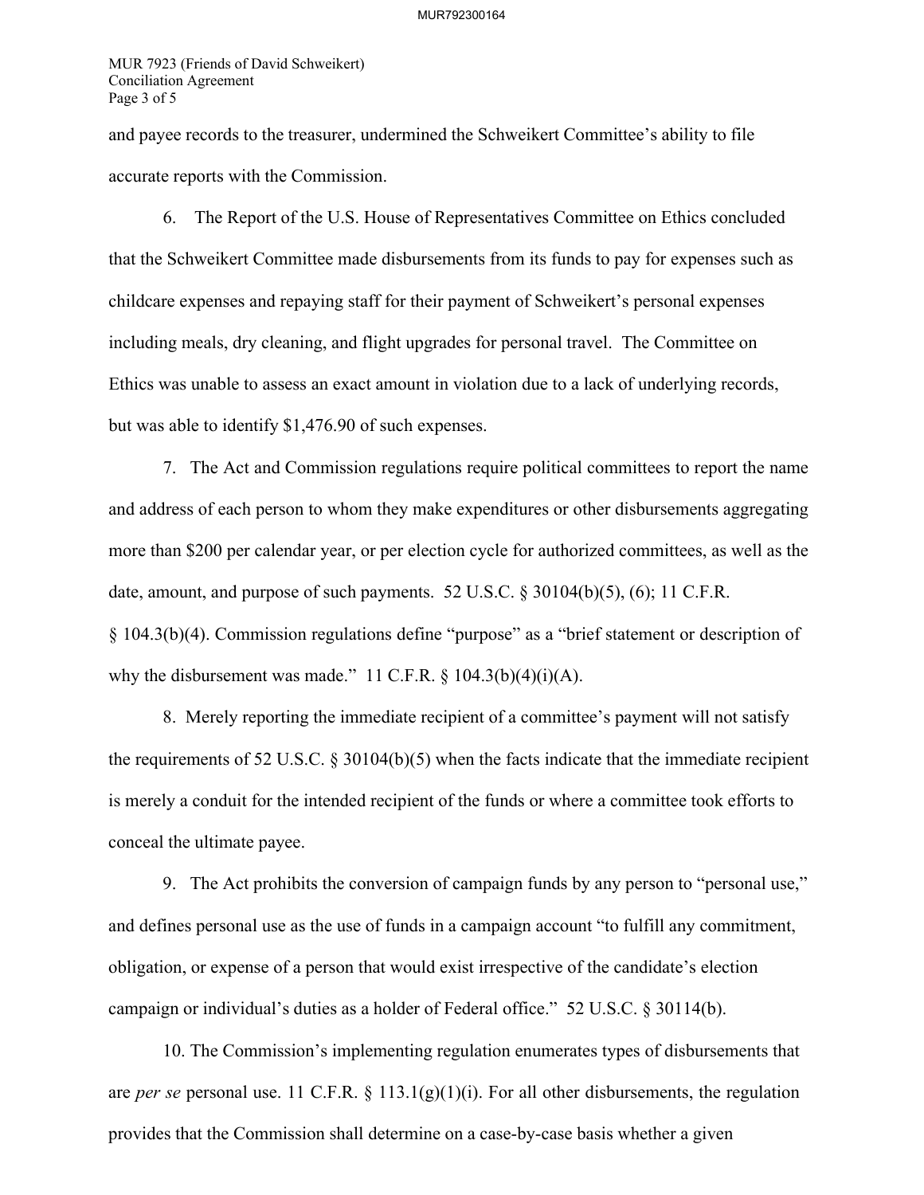and payee records to the treasurer, undermined the Schweikert Committee's ability to file accurate reports with the Commission.

6. The Report of the U.S. House of Representatives Committee on Ethics concluded that the Schweikert Committee made disbursements from its funds to pay for expenses such as childcare expenses and repaying staff for their payment of Schweikert's personal expenses including meals, dry cleaning, and flight upgrades for personal travel. The Committee on Ethics was unable to assess an exact amount in violation due to a lack of underlying records, but was able to identify $1,476.90 of such expenses.

7. The Act and Commission regulations require political committees to report the name and address of each person to whom they make expenditures or other disbursements aggregating more than $200 per calendar year, or per election cycle for authorized committees, as well as the date, amount, and purpose of such payments. 52 U.S.C. § 30104(b)(5), (6); 11 C.F.R. § 104.3(b)(4). Commission regulations define "purpose" as a "brief statement or description of why the disbursement was made." 11 C.F.R. § 104.3(b)(4)(i)(A).

8. Merely reporting the immediate recipient of a committee's payment will not satisfy the requirements of 52 U.S.C. § 30104(b)(5) when the facts indicate that the immediate recipient is merely a conduit for the intended recipient of the funds or where a committee took efforts to conceal the ultimate payee.

9. The Act prohibits the conversion of campaign funds by any person to "personal use," and defines personal use as the use of funds in a campaign account "to fulfill any commitment, obligation, or expense of a person that would exist irrespective of the candidate's election campaign or individual's duties as a holder of Federal office." 52 U.S.C. § 30114(b).

10. The Commission's implementing regulation enumerates types of disbursements that are *per se* personal use. 11 C.F.R. § 113.1(g)(1)(i). For all other disbursements, the regulation provides that the Commission shall determine on a case-by-case basis whether a given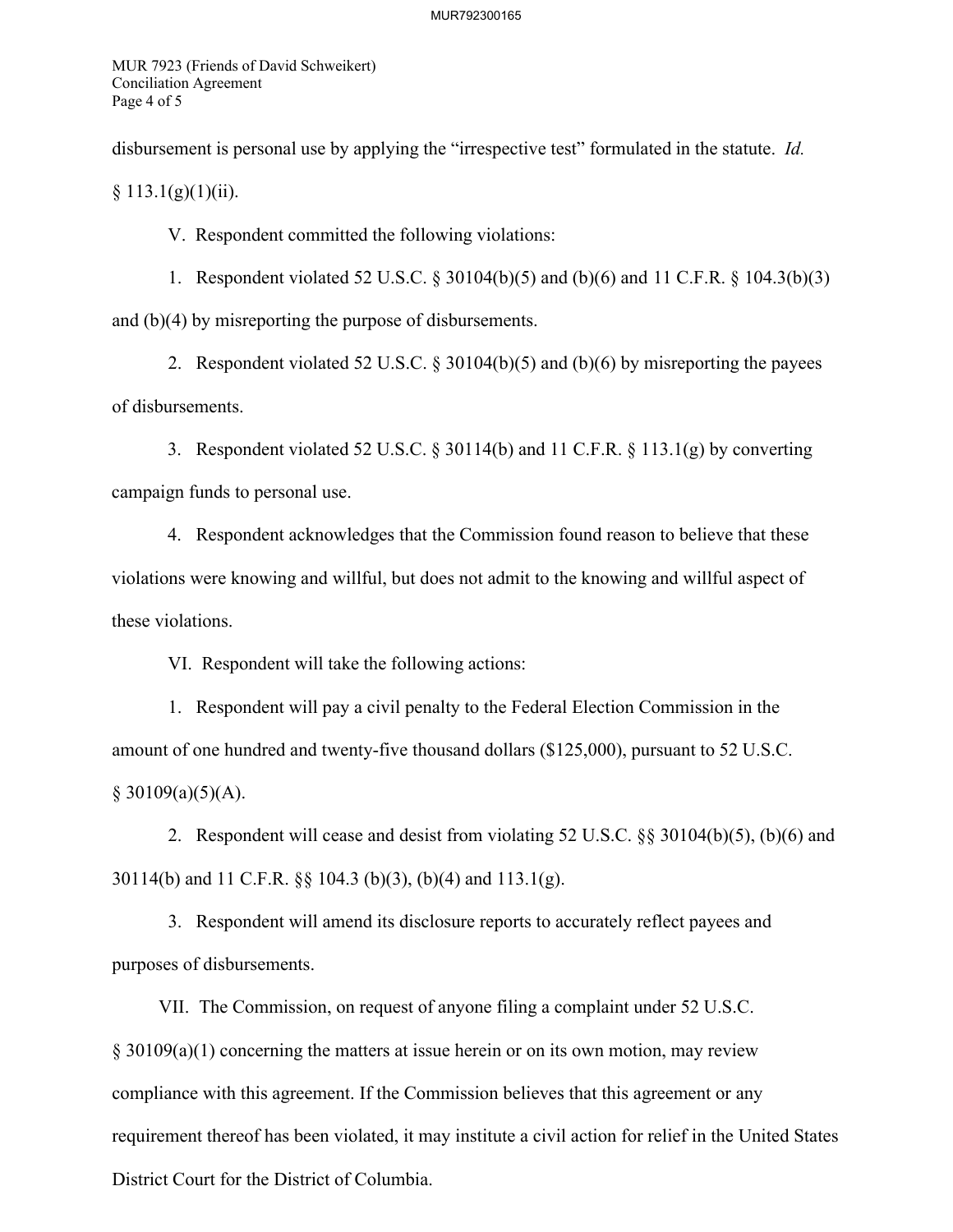disbursement is personal use by applying the "irrespective test" formulated in the statute. *Id.* § 113.1(g)(1)(ii).

V. Respondent committed the following violations:

1. Respondent violated 52 U.S.C. § 30104(b)(5) and (b)(6) and 11 C.F.R. § 104.3(b)(3) and (b)(4) by misreporting the purpose of disbursements.

2. Respondent violated 52 U.S.C. § 30104(b)(5) and (b)(6) by misreporting the payees of disbursements.

3. Respondent violated 52 U.S.C. § 30114(b) and 11 C.F.R. § 113.1(g) by converting campaign funds to personal use.

4. Respondent acknowledges that the Commission found reason to believe that these violations were knowing and willful, but does not admit to the knowing and willful aspect of these violations.

VI. Respondent will take the following actions:

1. Respondent will pay a civil penalty to the Federal Election Commission in the amount of one hundred and twenty-five thousand dollars ($125,000), pursuant to 52 U.S.C. § 30109(a)(5)(A).

2. Respondent will cease and desist from violating 52 U.S.C. §§ 30104(b)(5), (b)(6) and 30114(b) and 11 C.F.R. §§ 104.3 (b)(3), (b)(4) and 113.1(g).

3. Respondent will amend its disclosure reports to accurately reflect payees and purposes of disbursements.

VII. The Commission, on request of anyone filing a complaint under 52 U.S.C. § 30109(a)(1) concerning the matters at issue herein or on its own motion, may review compliance with this agreement. If the Commission believes that this agreement or any requirement thereof has been violated, it may institute a civil action for relief in the United States District Court for the District of Columbia.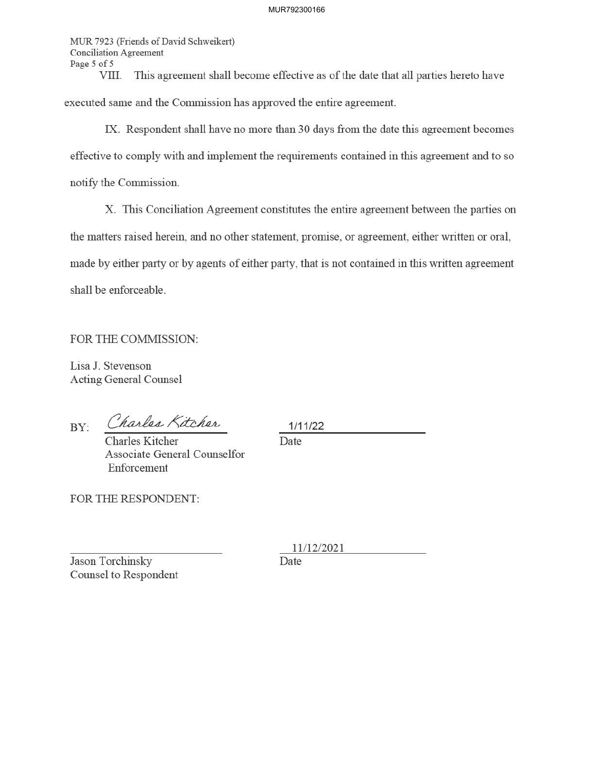VIII. This agreement shall become effective as of the date that all parties hereto have executed same and the Commission has approved the entire agreement.

IX. Respondent shall have no more than 30 days from the date this agreement becomes effective to comply with and implement the requirements contained in this agreement and to so notify the Commission.

X. This Conciliation Agreement constitutes the entire agreement between the parties on the matters raised herein, and no other statement, promise, or agreement, either written or oral, made by either party or by agents of either party, that is not contained in this written agreement shall be enforceable.

FOR THE COMMISSION:

Lisa J. Stevenson
Acting General Counsel

BY: *Charles Kitcher* 1/11/22

Charles Kitcher
Associate General Counselfor Enforcement

Date

FOR THE RESPONDENT:

11/12/2021

Jason Torchinsky
Counsel to Respondent

Date